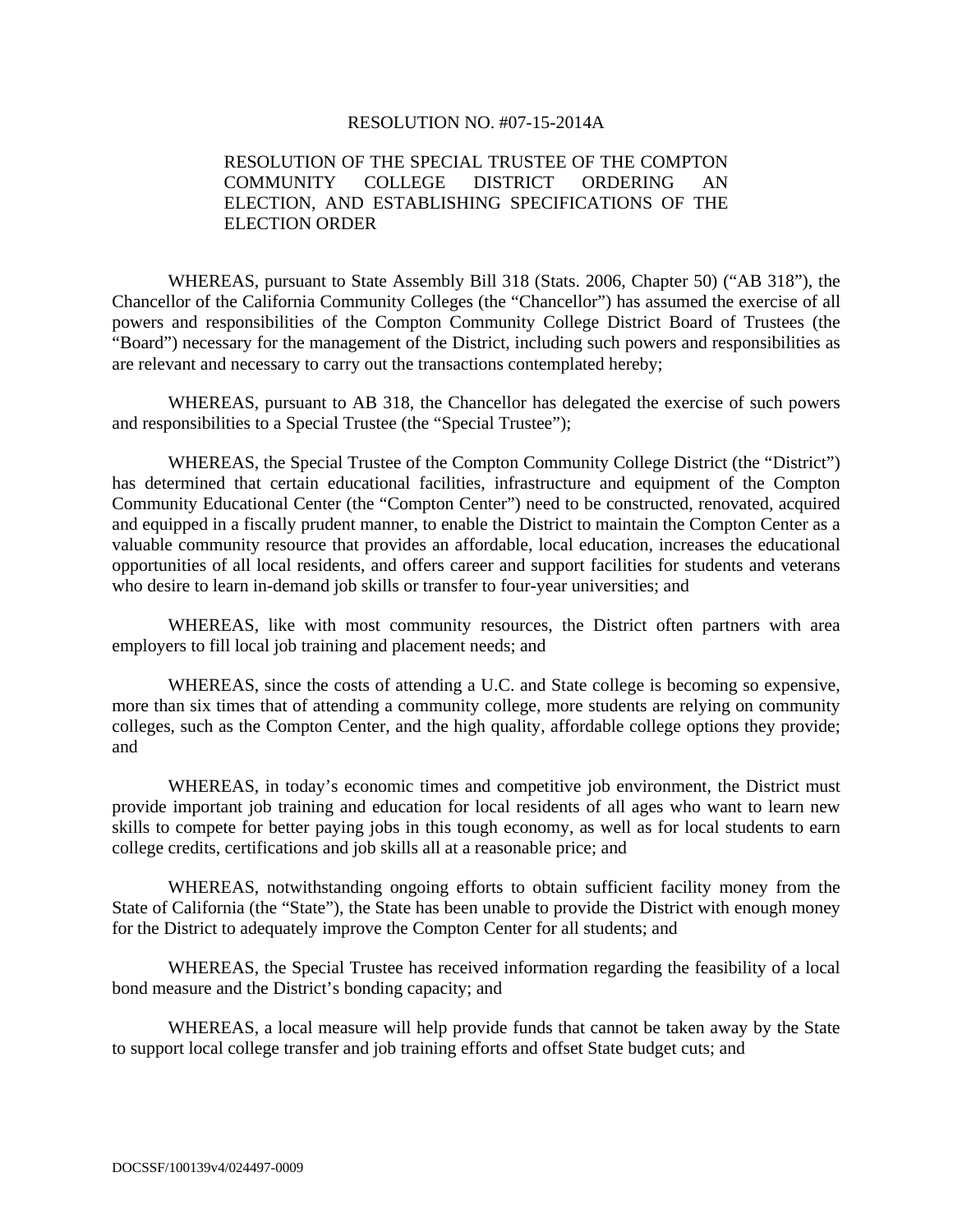RESOLUTION NO. #07-15-2014A

RESOLUTION OF THE SPECIAL TRUSTEE OF THE COMPTON COMMUNITY COLLEGE DISTRICT ORDERING AN ELECTION, AND ESTABLISHING SPECIFICATIONS OF THE ELECTION ORDER

WHEREAS, pursuant to State Assembly Bill 318 (Stats. 2006, Chapter 50) ("AB 318"), the Chancellor of the California Community Colleges (the "Chancellor") has assumed the exercise of all powers and responsibilities of the Compton Community College District Board of Trustees (the "Board") necessary for the management of the District, including such powers and responsibilities as are relevant and necessary to carry out the transactions contemplated hereby;

WHEREAS, pursuant to AB 318, the Chancellor has delegated the exercise of such powers and responsibilities to a Special Trustee (the "Special Trustee");

WHEREAS, the Special Trustee of the Compton Community College District (the "District") has determined that certain educational facilities, infrastructure and equipment of the Compton Community Educational Center (the "Compton Center") need to be constructed, renovated, acquired and equipped in a fiscally prudent manner, to enable the District to maintain the Compton Center as a valuable community resource that provides an affordable, local education, increases the educational opportunities of all local residents, and offers career and support facilities for students and veterans who desire to learn in-demand job skills or transfer to four-year universities; and

WHEREAS, like with most community resources, the District often partners with area employers to fill local job training and placement needs; and

WHEREAS, since the costs of attending a U.C. and State college is becoming so expensive, more than six times that of attending a community college, more students are relying on community colleges, such as the Compton Center, and the high quality, affordable college options they provide; and

WHEREAS, in today's economic times and competitive job environment, the District must provide important job training and education for local residents of all ages who want to learn new skills to compete for better paying jobs in this tough economy, as well as for local students to earn college credits, certifications and job skills all at a reasonable price; and

WHEREAS, notwithstanding ongoing efforts to obtain sufficient facility money from the State of California (the "State"), the State has been unable to provide the District with enough money for the District to adequately improve the Compton Center for all students; and

WHEREAS, the Special Trustee has received information regarding the feasibility of a local bond measure and the District's bonding capacity; and

WHEREAS, a local measure will help provide funds that cannot be taken away by the State to support local college transfer and job training efforts and offset State budget cuts; and

DOCSSF/100139v4/024497-0009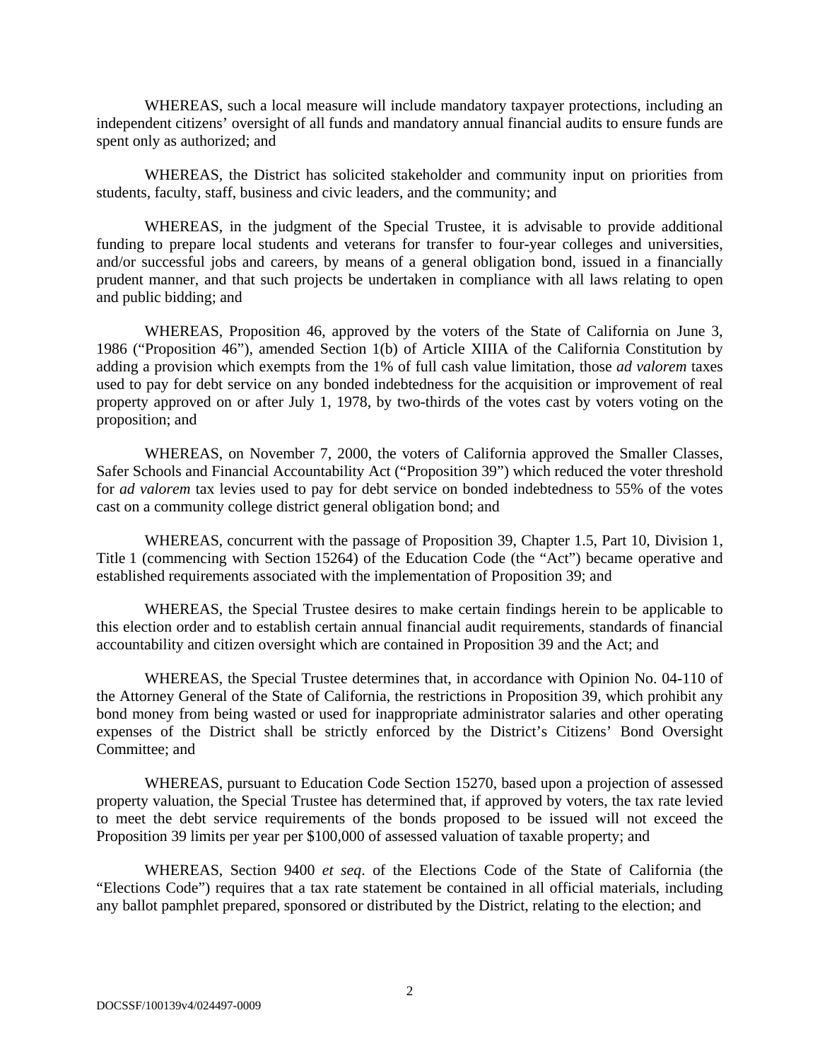WHEREAS, such a local measure will include mandatory taxpayer protections, including an independent citizens' oversight of all funds and mandatory annual financial audits to ensure funds are spent only as authorized; and

WHEREAS, the District has solicited stakeholder and community input on priorities from students, faculty, staff, business and civic leaders, and the community; and

WHEREAS, in the judgment of the Special Trustee, it is advisable to provide additional funding to prepare local students and veterans for transfer to four-year colleges and universities, and/or successful jobs and careers, by means of a general obligation bond, issued in a financially prudent manner, and that such projects be undertaken in compliance with all laws relating to open and public bidding; and

WHEREAS, Proposition 46, approved by the voters of the State of California on June 3, 1986 ("Proposition 46"), amended Section 1(b) of Article XIIIA of the California Constitution by adding a provision which exempts from the 1% of full cash value limitation, those *ad valorem* taxes used to pay for debt service on any bonded indebtedness for the acquisition or improvement of real property approved on or after July 1, 1978, by two-thirds of the votes cast by voters voting on the proposition; and

WHEREAS, on November 7, 2000, the voters of California approved the Smaller Classes, Safer Schools and Financial Accountability Act ("Proposition 39") which reduced the voter threshold for *ad valorem* tax levies used to pay for debt service on bonded indebtedness to 55% of the votes cast on a community college district general obligation bond; and

WHEREAS, concurrent with the passage of Proposition 39, Chapter 1.5, Part 10, Division 1, Title 1 (commencing with Section 15264) of the Education Code (the "Act") became operative and established requirements associated with the implementation of Proposition 39; and

WHEREAS, the Special Trustee desires to make certain findings herein to be applicable to this election order and to establish certain annual financial audit requirements, standards of financial accountability and citizen oversight which are contained in Proposition 39 and the Act; and

WHEREAS, the Special Trustee determines that, in accordance with Opinion No. 04-110 of the Attorney General of the State of California, the restrictions in Proposition 39, which prohibit any bond money from being wasted or used for inappropriate administrator salaries and other operating expenses of the District shall be strictly enforced by the District's Citizens' Bond Oversight Committee; and

WHEREAS, pursuant to Education Code Section 15270, based upon a projection of assessed property valuation, the Special Trustee has determined that, if approved by voters, the tax rate levied to meet the debt service requirements of the bonds proposed to be issued will not exceed the Proposition 39 limits per year per $100,000 of assessed valuation of taxable property; and

WHEREAS, Section 9400 *et seq*. of the Elections Code of the State of California (the "Elections Code") requires that a tax rate statement be contained in all official materials, including any ballot pamphlet prepared, sponsored or distributed by the District, relating to the election; and

DOCSSF/100139v4/024497-0009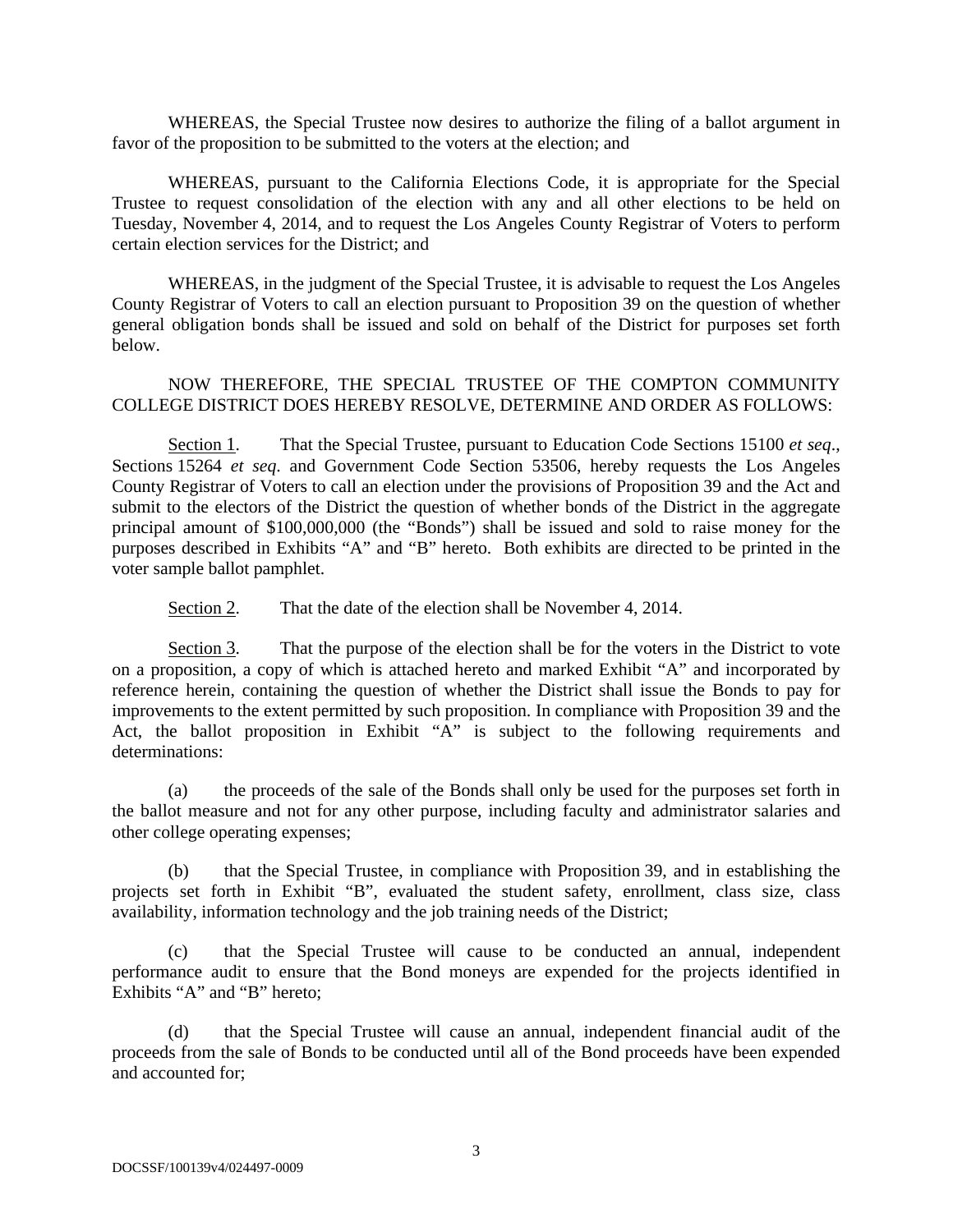WHEREAS, the Special Trustee now desires to authorize the filing of a ballot argument in favor of the proposition to be submitted to the voters at the election; and

WHEREAS, pursuant to the California Elections Code, it is appropriate for the Special Trustee to request consolidation of the election with any and all other elections to be held on Tuesday, November 4, 2014, and to request the Los Angeles County Registrar of Voters to perform certain election services for the District; and

WHEREAS, in the judgment of the Special Trustee, it is advisable to request the Los Angeles County Registrar of Voters to call an election pursuant to Proposition 39 on the question of whether general obligation bonds shall be issued and sold on behalf of the District for purposes set forth below.

NOW THEREFORE, THE SPECIAL TRUSTEE OF THE COMPTON COMMUNITY COLLEGE DISTRICT DOES HEREBY RESOLVE, DETERMINE AND ORDER AS FOLLOWS:

Section 1. That the Special Trustee, pursuant to Education Code Sections 15100 *et seq*., Sections 15264 *et seq.* and Government Code Section 53506, hereby requests the Los Angeles County Registrar of Voters to call an election under the provisions of Proposition 39 and the Act and submit to the electors of the District the question of whether bonds of the District in the aggregate principal amount of $100,000,000 (the "Bonds") shall be issued and sold to raise money for the purposes described in Exhibits "A" and "B" hereto. Both exhibits are directed to be printed in the voter sample ballot pamphlet.

Section 2. That the date of the election shall be November 4, 2014.

Section 3. That the purpose of the election shall be for the voters in the District to vote on a proposition, a copy of which is attached hereto and marked Exhibit "A" and incorporated by reference herein, containing the question of whether the District shall issue the Bonds to pay for improvements to the extent permitted by such proposition. In compliance with Proposition 39 and the Act, the ballot proposition in Exhibit "A" is subject to the following requirements and determinations:

(a) the proceeds of the sale of the Bonds shall only be used for the purposes set forth in the ballot measure and not for any other purpose, including faculty and administrator salaries and other college operating expenses;

(b) that the Special Trustee, in compliance with Proposition 39, and in establishing the projects set forth in Exhibit "B", evaluated the student safety, enrollment, class size, class availability, information technology and the job training needs of the District;

(c) that the Special Trustee will cause to be conducted an annual, independent performance audit to ensure that the Bond moneys are expended for the projects identified in Exhibits "A" and "B" hereto;

(d) that the Special Trustee will cause an annual, independent financial audit of the proceeds from the sale of Bonds to be conducted until all of the Bond proceeds have been expended and accounted for;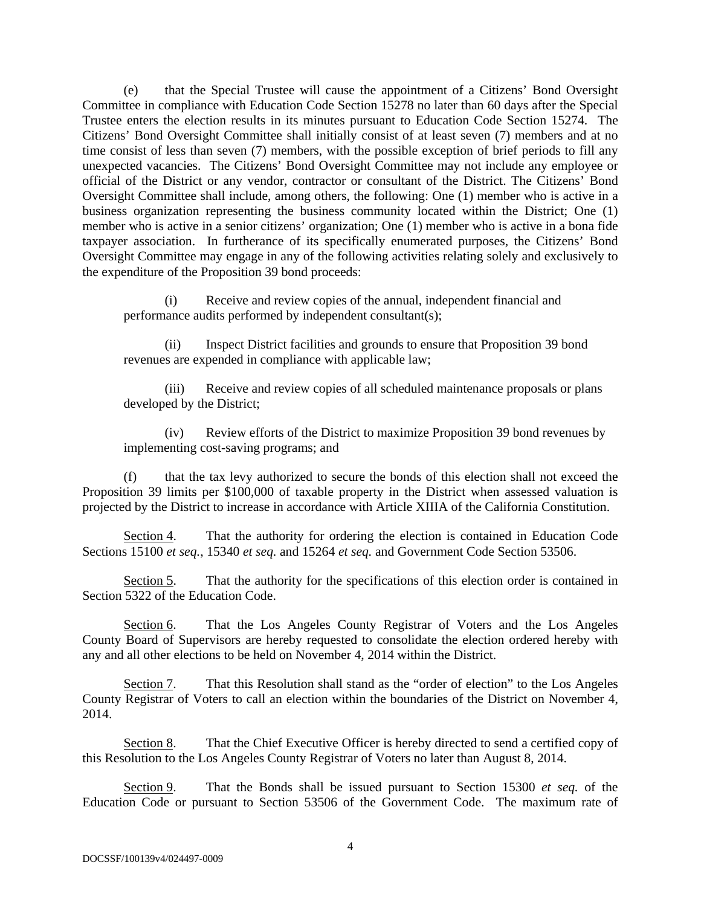(e) that the Special Trustee will cause the appointment of a Citizens' Bond Oversight Committee in compliance with Education Code Section 15278 no later than 60 days after the Special Trustee enters the election results in its minutes pursuant to Education Code Section 15274. The Citizens' Bond Oversight Committee shall initially consist of at least seven (7) members and at no time consist of less than seven (7) members, with the possible exception of brief periods to fill any unexpected vacancies. The Citizens' Bond Oversight Committee may not include any employee or official of the District or any vendor, contractor or consultant of the District. The Citizens' Bond Oversight Committee shall include, among others, the following: One (1) member who is active in a business organization representing the business community located within the District; One (1) member who is active in a senior citizens' organization; One (1) member who is active in a bona fide taxpayer association. In furtherance of its specifically enumerated purposes, the Citizens' Bond Oversight Committee may engage in any of the following activities relating solely and exclusively to the expenditure of the Proposition 39 bond proceeds:

(i) Receive and review copies of the annual, independent financial and performance audits performed by independent consultant(s);

(ii) Inspect District facilities and grounds to ensure that Proposition 39 bond revenues are expended in compliance with applicable law;

(iii) Receive and review copies of all scheduled maintenance proposals or plans developed by the District;

(iv) Review efforts of the District to maximize Proposition 39 bond revenues by implementing cost-saving programs; and

(f) that the tax levy authorized to secure the bonds of this election shall not exceed the Proposition 39 limits per $100,000 of taxable property in the District when assessed valuation is projected by the District to increase in accordance with Article XIIIA of the California Constitution.

<u>Section 4</u>. That the authority for ordering the election is contained in Education Code Sections 15100 *et seq.*, 15340 *et seq.* and 15264 *et seq.* and Government Code Section 53506.

<u>Section 5</u>. That the authority for the specifications of this election order is contained in Section 5322 of the Education Code.

<u>Section 6</u>. That the Los Angeles County Registrar of Voters and the Los Angeles County Board of Supervisors are hereby requested to consolidate the election ordered hereby with any and all other elections to be held on November 4, 2014 within the District.

<u>Section 7</u>. That this Resolution shall stand as the "order of election" to the Los Angeles County Registrar of Voters to call an election within the boundaries of the District on November 4, 2014.

<u>Section 8</u>. That the Chief Executive Officer is hereby directed to send a certified copy of this Resolution to the Los Angeles County Registrar of Voters no later than August 8, 2014.

<u>Section 9</u>. That the Bonds shall be issued pursuant to Section 15300 *et seq.* of the Education Code or pursuant to Section 53506 of the Government Code. The maximum rate of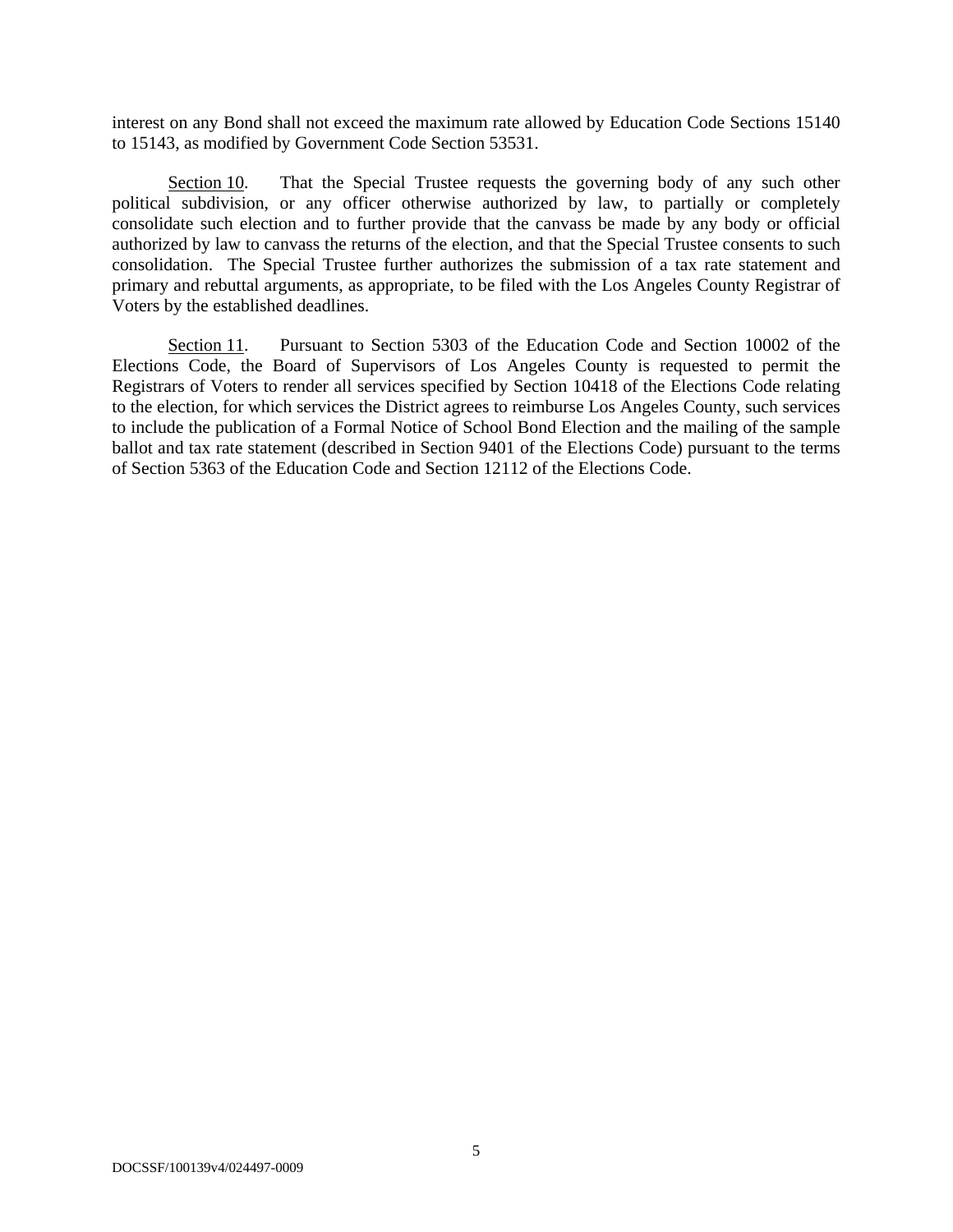interest on any Bond shall not exceed the maximum rate allowed by Education Code Sections 15140 to 15143, as modified by Government Code Section 53531.

Section 10. That the Special Trustee requests the governing body of any such other political subdivision, or any officer otherwise authorized by law, to partially or completely consolidate such election and to further provide that the canvass be made by any body or official authorized by law to canvass the returns of the election, and that the Special Trustee consents to such consolidation. The Special Trustee further authorizes the submission of a tax rate statement and primary and rebuttal arguments, as appropriate, to be filed with the Los Angeles County Registrar of Voters by the established deadlines.

Section 11. Pursuant to Section 5303 of the Education Code and Section 10002 of the Elections Code, the Board of Supervisors of Los Angeles County is requested to permit the Registrars of Voters to render all services specified by Section 10418 of the Elections Code relating to the election, for which services the District agrees to reimburse Los Angeles County, such services to include the publication of a Formal Notice of School Bond Election and the mailing of the sample ballot and tax rate statement (described in Section 9401 of the Elections Code) pursuant to the terms of Section 5363 of the Education Code and Section 12112 of the Elections Code.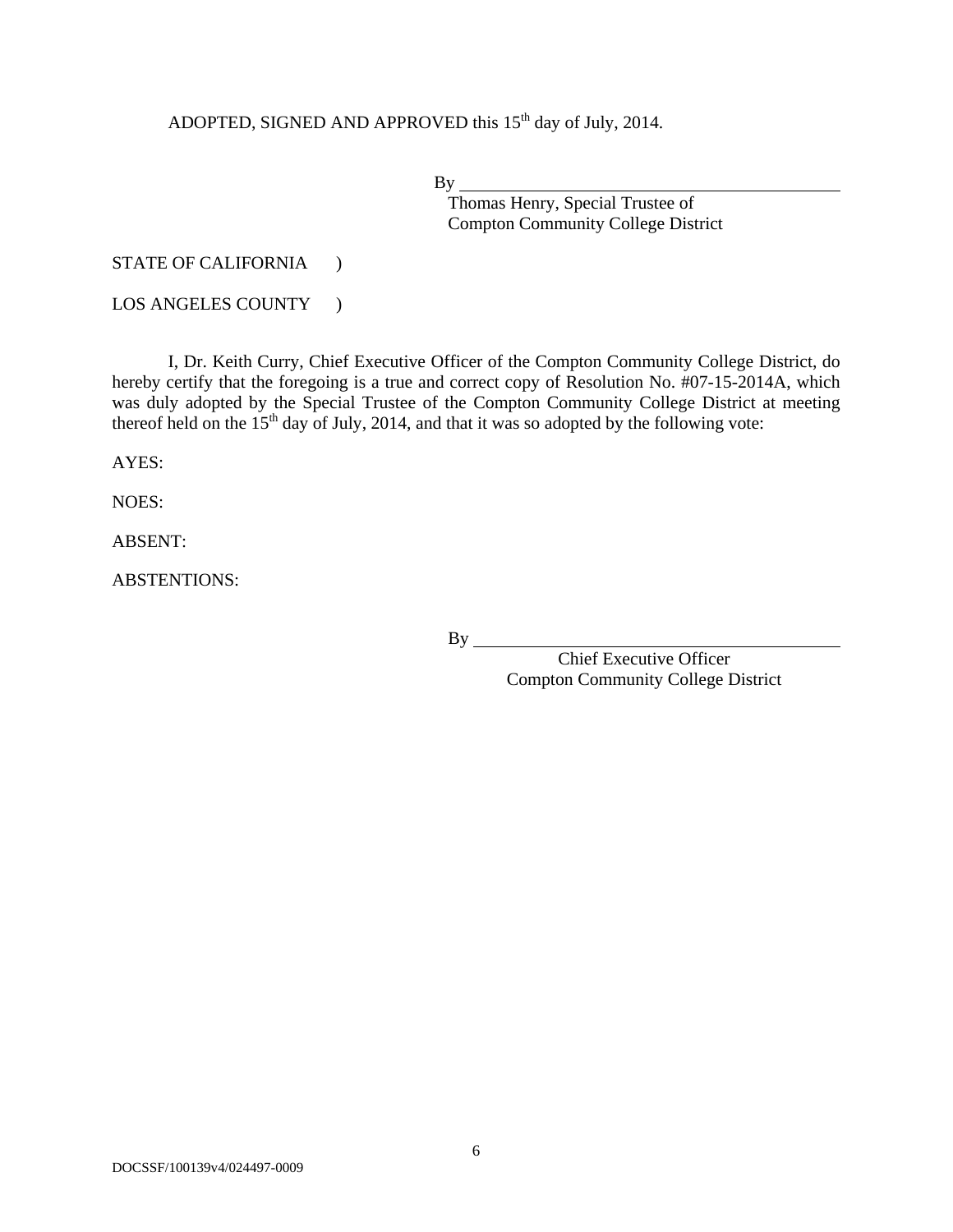ADOPTED, SIGNED AND APPROVED this 15th day of July, 2014.

By ____________________________________________
Thomas Henry, Special Trustee of
Compton Community College District

STATE OF CALIFORNIA )

LOS ANGELES COUNTY )

I, Dr. Keith Curry, Chief Executive Officer of the Compton Community College District, do hereby certify that the foregoing is a true and correct copy of Resolution No. #07-15-2014A, which was duly adopted by the Special Trustee of the Compton Community College District at meeting thereof held on the 15th day of July, 2014, and that it was so adopted by the following vote:

AYES:

NOES:

ABSENT:

ABSTENTIONS:

By ____________________________________________
Chief Executive Officer
Compton Community College District

DOCSSF/100139v4/024497-0009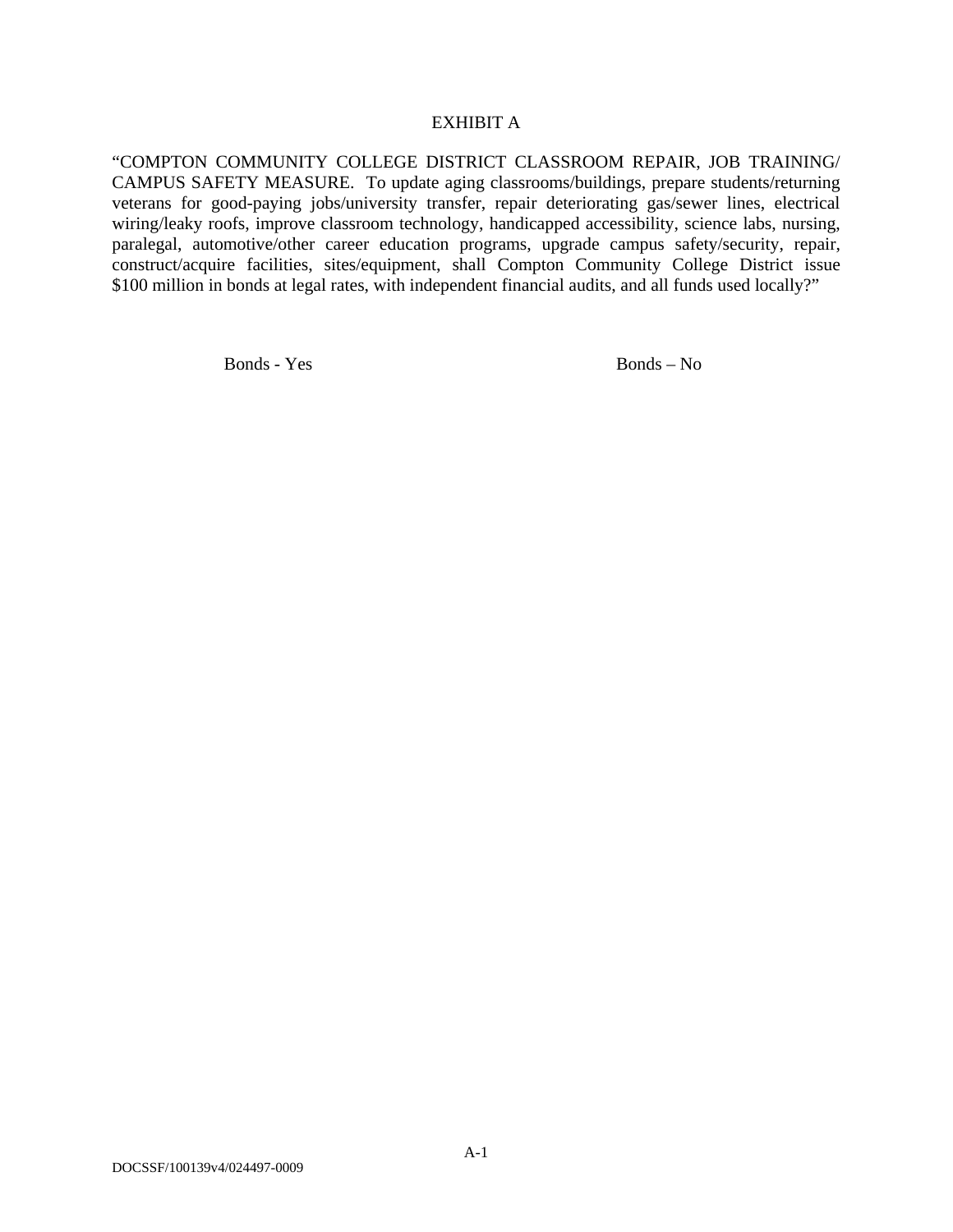# EXHIBIT A

"COMPTON COMMUNITY COLLEGE DISTRICT CLASSROOM REPAIR, JOB TRAINING/ CAMPUS SAFETY MEASURE. To update aging classrooms/buildings, prepare students/returning veterans for good-paying jobs/university transfer, repair deteriorating gas/sewer lines, electrical wiring/leaky roofs, improve classroom technology, handicapped accessibility, science labs, nursing, paralegal, automotive/other career education programs, upgrade campus safety/security, repair, construct/acquire facilities, sites/equipment, shall Compton Community College District issue $100 million in bonds at legal rates, with independent financial audits, and all funds used locally?"

Bonds - Yes                                        Bonds – No

DOCSSF/100139v4/024497-0009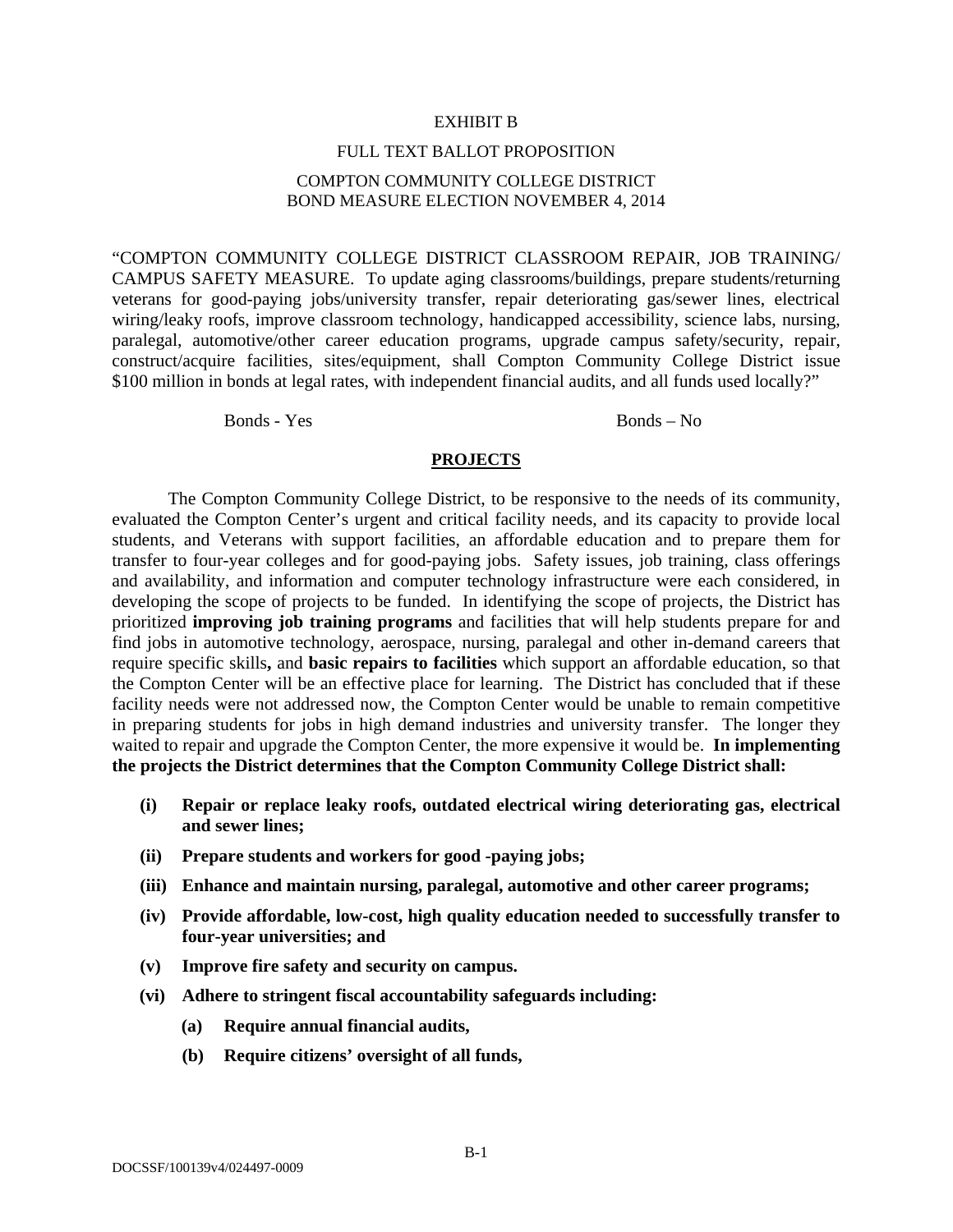EXHIBIT B

FULL TEXT BALLOT PROPOSITION

COMPTON COMMUNITY COLLEGE DISTRICT
BOND MEASURE ELECTION NOVEMBER 4, 2014

"COMPTON COMMUNITY COLLEGE DISTRICT CLASSROOM REPAIR, JOB TRAINING/ CAMPUS SAFETY MEASURE. To update aging classrooms/buildings, prepare students/returning veterans for good-paying jobs/university transfer, repair deteriorating gas/sewer lines, electrical wiring/leaky roofs, improve classroom technology, handicapped accessibility, science labs, nursing, paralegal, automotive/other career education programs, upgrade campus safety/security, repair, construct/acquire facilities, sites/equipment, shall Compton Community College District issue $100 million in bonds at legal rates, with independent financial audits, and all funds used locally?"

Bonds - Yes　　　　　　　　　　Bonds – No

**PROJECTS**

The Compton Community College District, to be responsive to the needs of its community, evaluated the Compton Center's urgent and critical facility needs, and its capacity to provide local students, and Veterans with support facilities, an affordable education and to prepare them for transfer to four-year colleges and for good-paying jobs. Safety issues, job training, class offerings and availability, and information and computer technology infrastructure were each considered, in developing the scope of projects to be funded. In identifying the scope of projects, the District has prioritized **improving job training programs** and facilities that will help students prepare for and find jobs in automotive technology, aerospace, nursing, paralegal and other in-demand careers that require specific skills**,** and **basic repairs to facilities** which support an affordable education, so that the Compton Center will be an effective place for learning. The District has concluded that if these facility needs were not addressed now, the Compton Center would be unable to remain competitive in preparing students for jobs in high demand industries and university transfer. The longer they waited to repair and upgrade the Compton Center, the more expensive it would be. **In implementing the projects the District determines that the Compton Community College District shall:**

- **(i) Repair or replace leaky roofs, outdated electrical wiring deteriorating gas, electrical and sewer lines;**
- **(ii) Prepare students and workers for good -paying jobs;**
- **(iii) Enhance and maintain nursing, paralegal, automotive and other career programs;**
- **(iv) Provide affordable, low-cost, high quality education needed to successfully transfer to four-year universities; and**
- **(v) Improve fire safety and security on campus.**
- **(vi) Adhere to stringent fiscal accountability safeguards including:**
  - **(a) Require annual financial audits,**
  - **(b) Require citizens' oversight of all funds,**

DOCSSF/100139v4/024497-0009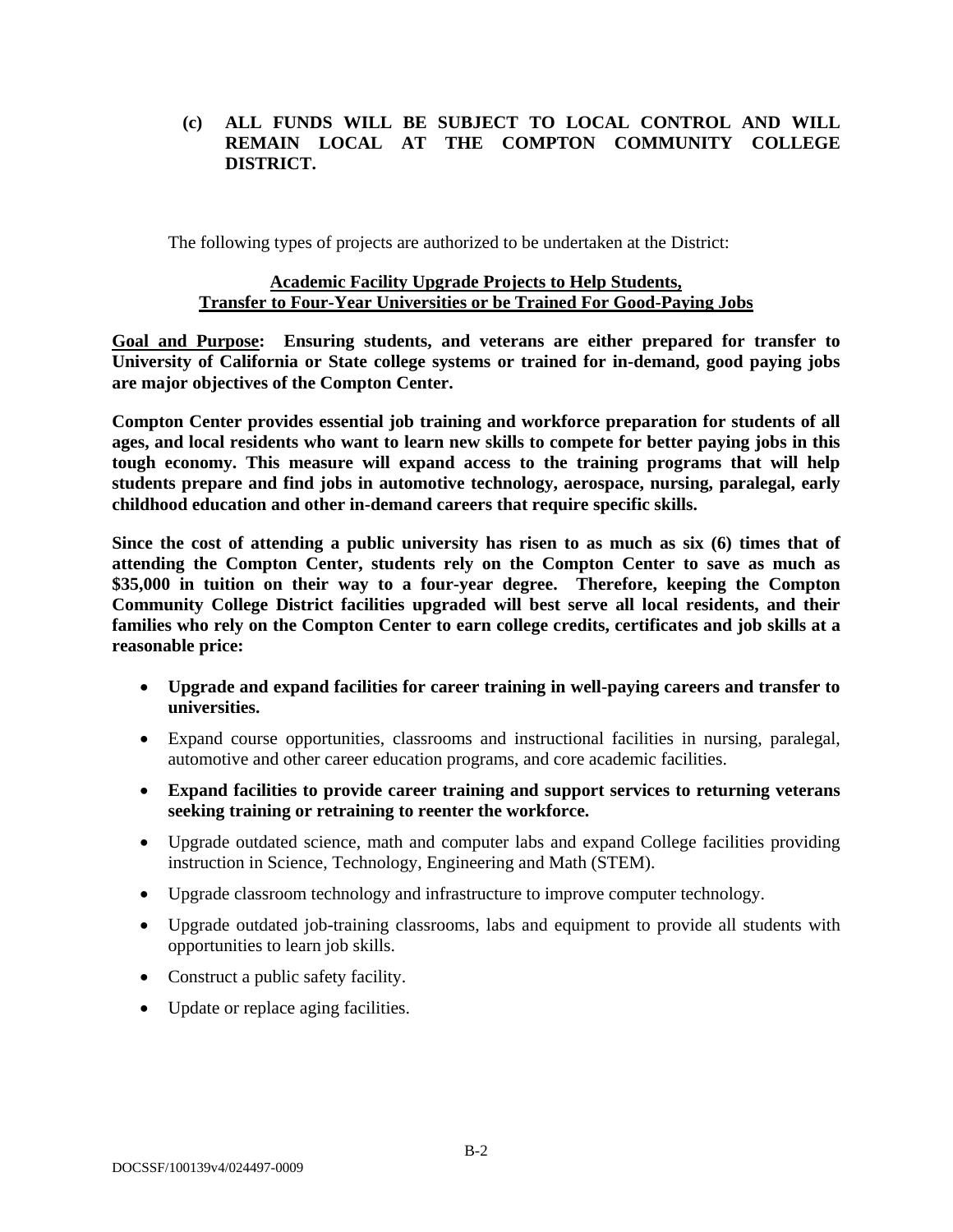**(c) ALL FUNDS WILL BE SUBJECT TO LOCAL CONTROL AND WILL REMAIN LOCAL AT THE COMPTON COMMUNITY COLLEGE DISTRICT.**

The following types of projects are authorized to be undertaken at the District:

**Academic Facility Upgrade Projects to Help Students, Transfer to Four-Year Universities or be Trained For Good-Paying Jobs**

**Goal and Purpose: Ensuring students, and veterans are either prepared for transfer to University of California or State college systems or trained for in-demand, good paying jobs are major objectives of the Compton Center.**

**Compton Center provides essential job training and workforce preparation for students of all ages, and local residents who want to learn new skills to compete for better paying jobs in this tough economy. This measure will expand access to the training programs that will help students prepare and find jobs in automotive technology, aerospace, nursing, paralegal, early childhood education and other in-demand careers that require specific skills.**

**Since the cost of attending a public university has risen to as much as six (6) times that of attending the Compton Center, students rely on the Compton Center to save as much as $35,000 in tuition on their way to a four-year degree. Therefore, keeping the Compton Community College District facilities upgraded will best serve all local residents, and their families who rely on the Compton Center to earn college credits, certificates and job skills at a reasonable price:**

- **Upgrade and expand facilities for career training in well-paying careers and transfer to universities.**
- Expand course opportunities, classrooms and instructional facilities in nursing, paralegal, automotive and other career education programs, and core academic facilities.
- **Expand facilities to provide career training and support services to returning veterans seeking training or retraining to reenter the workforce.**
- Upgrade outdated science, math and computer labs and expand College facilities providing instruction in Science, Technology, Engineering and Math (STEM).
- Upgrade classroom technology and infrastructure to improve computer technology.
- Upgrade outdated job-training classrooms, labs and equipment to provide all students with opportunities to learn job skills.
- Construct a public safety facility.
- Update or replace aging facilities.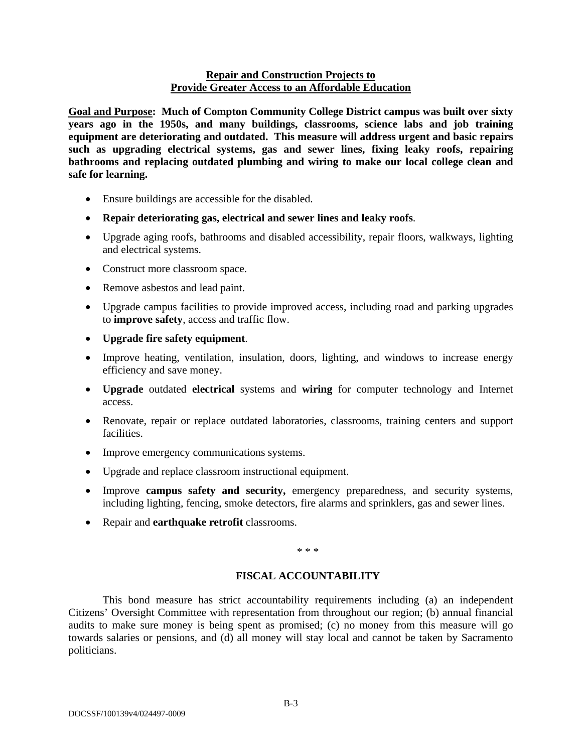**<u>Repair and Construction Projects to</u>**
**<u>Provide Greater Access to an Affordable Education</u>**

**<u>Goal and Purpose</u>: Much of Compton Community College District campus was built over sixty years ago in the 1950s, and many buildings, classrooms, science labs and job training equipment are deteriorating and outdated. This measure will address urgent and basic repairs such as upgrading electrical systems, gas and sewer lines, fixing leaky roofs, repairing bathrooms and replacing outdated plumbing and wiring to make our local college clean and safe for learning.**

- Ensure buildings are accessible for the disabled.
- **Repair deteriorating gas, electrical and sewer lines and leaky roofs**.
- Upgrade aging roofs, bathrooms and disabled accessibility, repair floors, walkways, lighting and electrical systems.
- Construct more classroom space.
- Remove asbestos and lead paint.
- Upgrade campus facilities to provide improved access, including road and parking upgrades to **improve safety**, access and traffic flow.
- **Upgrade fire safety equipment**.
- Improve heating, ventilation, insulation, doors, lighting, and windows to increase energy efficiency and save money.
- **Upgrade** outdated **electrical** systems and **wiring** for computer technology and Internet access.
- Renovate, repair or replace outdated laboratories, classrooms, training centers and support facilities.
- Improve emergency communications systems.
- Upgrade and replace classroom instructional equipment.
- Improve **campus safety and security,** emergency preparedness, and security systems, including lighting, fencing, smoke detectors, fire alarms and sprinklers, gas and sewer lines.
- Repair and **earthquake retrofit** classrooms.

\* \* \*

**FISCAL ACCOUNTABILITY**

This bond measure has strict accountability requirements including (a) an independent Citizens' Oversight Committee with representation from throughout our region; (b) annual financial audits to make sure money is being spent as promised; (c) no money from this measure will go towards salaries or pensions, and (d) all money will stay local and cannot be taken by Sacramento politicians.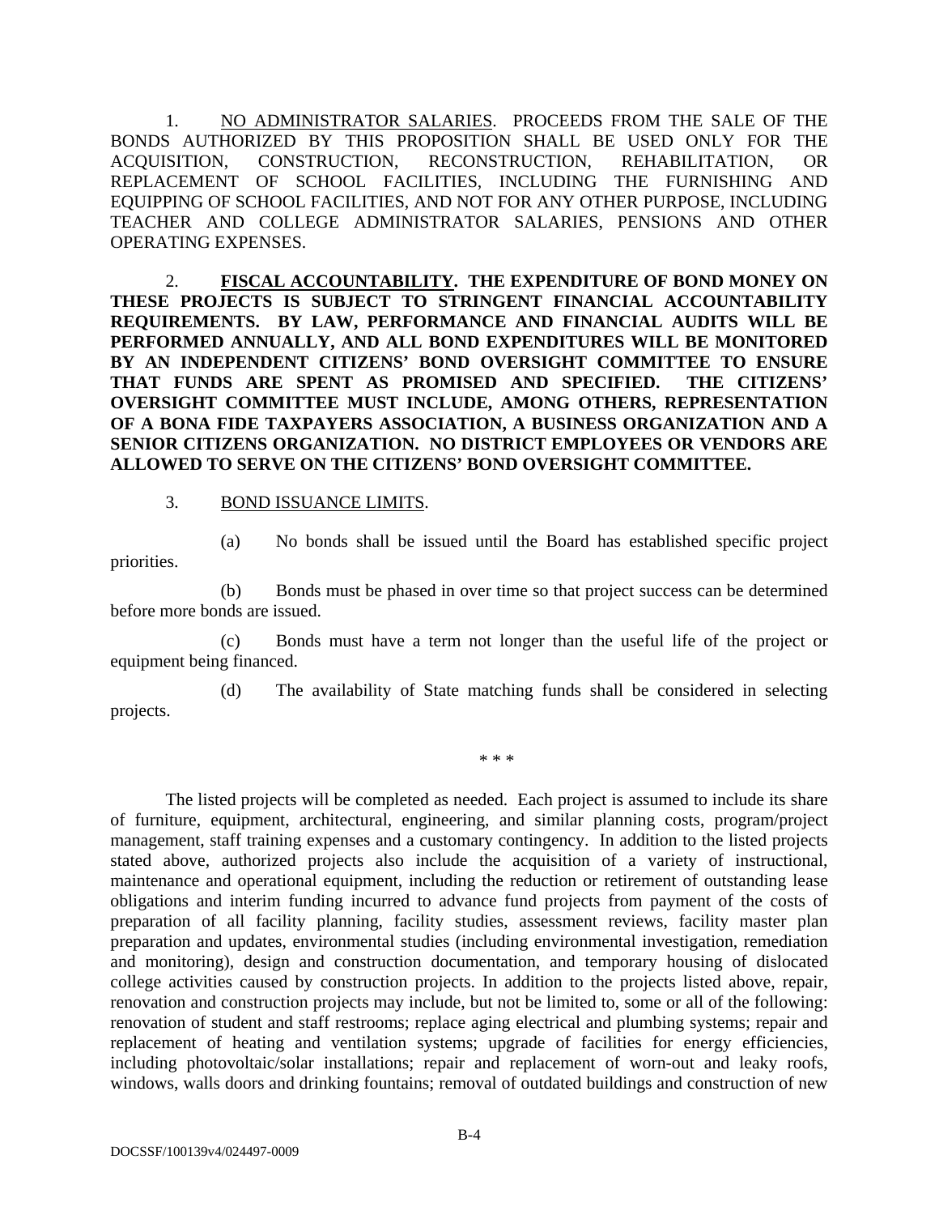1. <u>NO ADMINISTRATOR SALARIES</u>. PROCEEDS FROM THE SALE OF THE BONDS AUTHORIZED BY THIS PROPOSITION SHALL BE USED ONLY FOR THE ACQUISITION, CONSTRUCTION, RECONSTRUCTION, REHABILITATION, OR REPLACEMENT OF SCHOOL FACILITIES, INCLUDING THE FURNISHING AND EQUIPPING OF SCHOOL FACILITIES, AND NOT FOR ANY OTHER PURPOSE, INCLUDING TEACHER AND COLLEGE ADMINISTRATOR SALARIES, PENSIONS AND OTHER OPERATING EXPENSES.

2. **<u>FISCAL ACCOUNTABILITY</u>. THE EXPENDITURE OF BOND MONEY ON THESE PROJECTS IS SUBJECT TO STRINGENT FINANCIAL ACCOUNTABILITY REQUIREMENTS. BY LAW, PERFORMANCE AND FINANCIAL AUDITS WILL BE PERFORMED ANNUALLY, AND ALL BOND EXPENDITURES WILL BE MONITORED BY AN INDEPENDENT CITIZENS' BOND OVERSIGHT COMMITTEE TO ENSURE THAT FUNDS ARE SPENT AS PROMISED AND SPECIFIED. THE CITIZENS' OVERSIGHT COMMITTEE MUST INCLUDE, AMONG OTHERS, REPRESENTATION OF A BONA FIDE TAXPAYERS ASSOCIATION, A BUSINESS ORGANIZATION AND A SENIOR CITIZENS ORGANIZATION. NO DISTRICT EMPLOYEES OR VENDORS ARE ALLOWED TO SERVE ON THE CITIZENS' BOND OVERSIGHT COMMITTEE.**

3. <u>BOND ISSUANCE LIMITS</u>.

(a) No bonds shall be issued until the Board has established specific project priorities.

(b) Bonds must be phased in over time so that project success can be determined before more bonds are issued.

(c) Bonds must have a term not longer than the useful life of the project or equipment being financed.

(d) The availability of State matching funds shall be considered in selecting projects.

\* \* \*

The listed projects will be completed as needed. Each project is assumed to include its share of furniture, equipment, architectural, engineering, and similar planning costs, program/project management, staff training expenses and a customary contingency. In addition to the listed projects stated above, authorized projects also include the acquisition of a variety of instructional, maintenance and operational equipment, including the reduction or retirement of outstanding lease obligations and interim funding incurred to advance fund projects from payment of the costs of preparation of all facility planning, facility studies, assessment reviews, facility master plan preparation and updates, environmental studies (including environmental investigation, remediation and monitoring), design and construction documentation, and temporary housing of dislocated college activities caused by construction projects. In addition to the projects listed above, repair, renovation and construction projects may include, but not be limited to, some or all of the following: renovation of student and staff restrooms; replace aging electrical and plumbing systems; repair and replacement of heating and ventilation systems; upgrade of facilities for energy efficiencies, including photovoltaic/solar installations; repair and replacement of worn-out and leaky roofs, windows, walls doors and drinking fountains; removal of outdated buildings and construction of new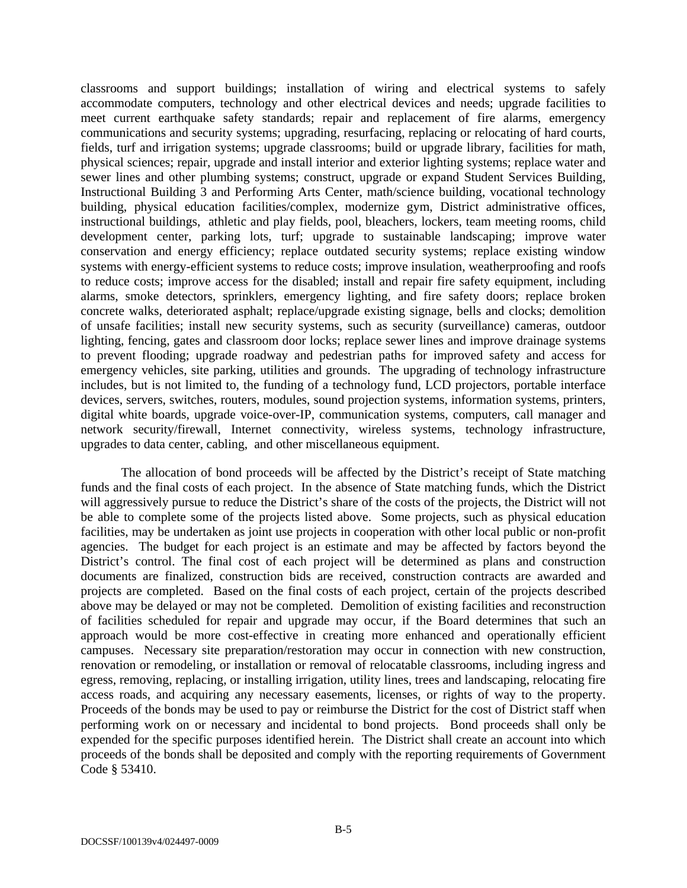classrooms and support buildings; installation of wiring and electrical systems to safely accommodate computers, technology and other electrical devices and needs; upgrade facilities to meet current earthquake safety standards; repair and replacement of fire alarms, emergency communications and security systems; upgrading, resurfacing, replacing or relocating of hard courts, fields, turf and irrigation systems; upgrade classrooms; build or upgrade library, facilities for math, physical sciences; repair, upgrade and install interior and exterior lighting systems; replace water and sewer lines and other plumbing systems; construct, upgrade or expand Student Services Building, Instructional Building 3 and Performing Arts Center, math/science building, vocational technology building, physical education facilities/complex, modernize gym, District administrative offices, instructional buildings, athletic and play fields, pool, bleachers, lockers, team meeting rooms, child development center, parking lots, turf; upgrade to sustainable landscaping; improve water conservation and energy efficiency; replace outdated security systems; replace existing window systems with energy-efficient systems to reduce costs; improve insulation, weatherproofing and roofs to reduce costs; improve access for the disabled; install and repair fire safety equipment, including alarms, smoke detectors, sprinklers, emergency lighting, and fire safety doors; replace broken concrete walks, deteriorated asphalt; replace/upgrade existing signage, bells and clocks; demolition of unsafe facilities; install new security systems, such as security (surveillance) cameras, outdoor lighting, fencing, gates and classroom door locks; replace sewer lines and improve drainage systems to prevent flooding; upgrade roadway and pedestrian paths for improved safety and access for emergency vehicles, site parking, utilities and grounds. The upgrading of technology infrastructure includes, but is not limited to, the funding of a technology fund, LCD projectors, portable interface devices, servers, switches, routers, modules, sound projection systems, information systems, printers, digital white boards, upgrade voice-over-IP, communication systems, computers, call manager and network security/firewall, Internet connectivity, wireless systems, technology infrastructure, upgrades to data center, cabling, and other miscellaneous equipment.

The allocation of bond proceeds will be affected by the District's receipt of State matching funds and the final costs of each project. In the absence of State matching funds, which the District will aggressively pursue to reduce the District's share of the costs of the projects, the District will not be able to complete some of the projects listed above. Some projects, such as physical education facilities, may be undertaken as joint use projects in cooperation with other local public or non-profit agencies. The budget for each project is an estimate and may be affected by factors beyond the District's control. The final cost of each project will be determined as plans and construction documents are finalized, construction bids are received, construction contracts are awarded and projects are completed. Based on the final costs of each project, certain of the projects described above may be delayed or may not be completed. Demolition of existing facilities and reconstruction of facilities scheduled for repair and upgrade may occur, if the Board determines that such an approach would be more cost-effective in creating more enhanced and operationally efficient campuses. Necessary site preparation/restoration may occur in connection with new construction, renovation or remodeling, or installation or removal of relocatable classrooms, including ingress and egress, removing, replacing, or installing irrigation, utility lines, trees and landscaping, relocating fire access roads, and acquiring any necessary easements, licenses, or rights of way to the property. Proceeds of the bonds may be used to pay or reimburse the District for the cost of District staff when performing work on or necessary and incidental to bond projects. Bond proceeds shall only be expended for the specific purposes identified herein. The District shall create an account into which proceeds of the bonds shall be deposited and comply with the reporting requirements of Government Code § 53410.

DOCSSF/100139v4/024497-0009